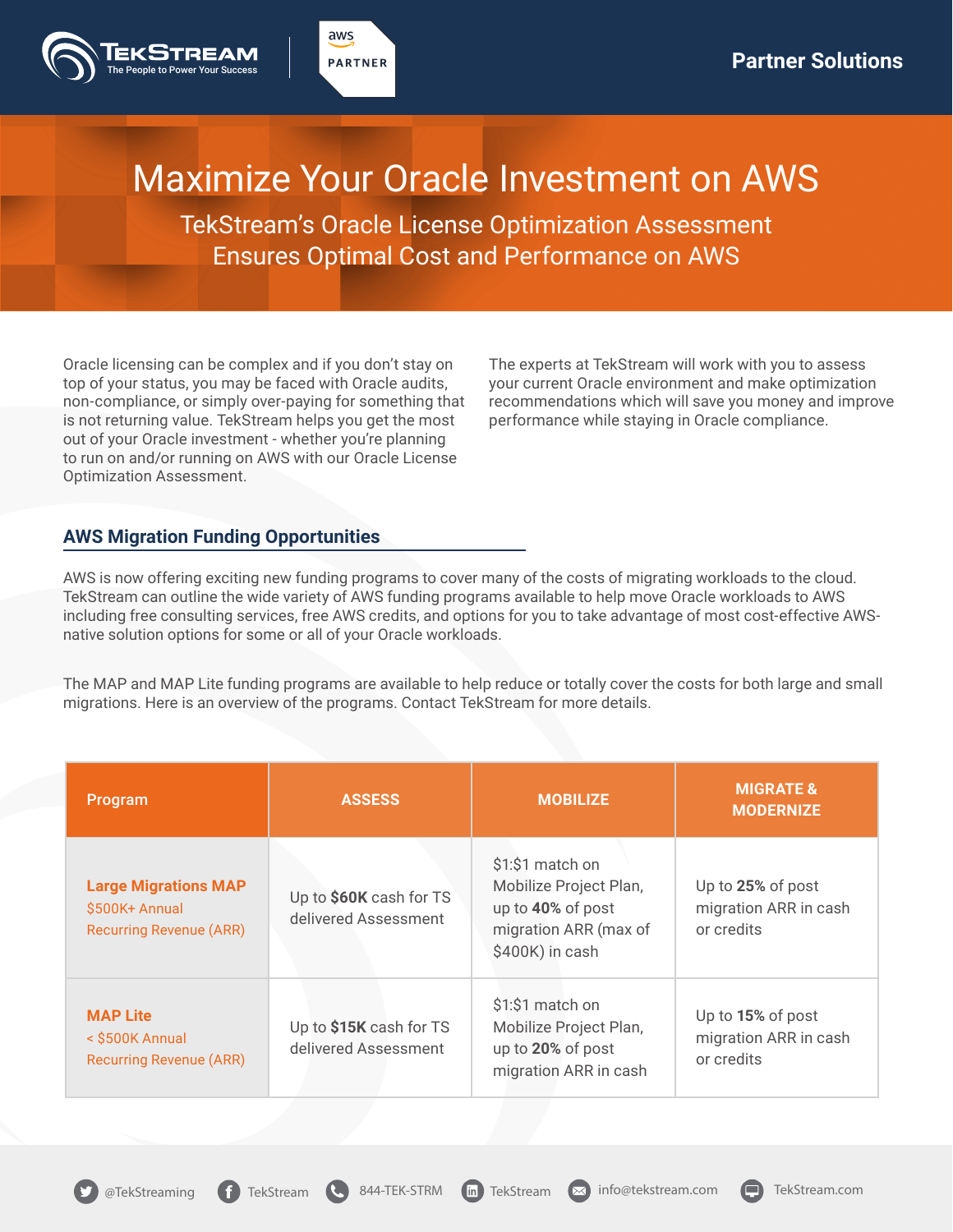Partner Solutions

# Maximize Your Oracle Investment on AWS

## TekStream's Oracle License Optimization Assessment Ensures Optimal Cost and Performance on AWS

Oracle licensing can be complex and if you don't stay on top of your status, you may be faced with Oracle audits, non-compliance, or simply over-paying for something that is not returning value. TekStream helps you get the most out of your Oracle investment - whether you're planning to run on and/or running on AWS with our Oracle License Optimization Assessment.

The experts at TekStream will work with you to assess your current Oracle environment and make optimization recommendations which will save you money and improve performance while staying in Oracle compliance.

### AWS Migration Funding Opportunities

AWS is now offering exciting new funding programs to cover many of the costs of migrating workloads to the cloud. TekStream can outline the wide variety of AWS funding programs available to help move Oracle workloads to AWS including free consulting services, free AWS credits, and options for you to take advantage of most cost-effective AWS-native solution options for some or all of your Oracle workloads.

The MAP and MAP Lite funding programs are available to help reduce or totally cover the costs for both large and small migrations. Here is an overview of the programs. Contact TekStream for more details.

| Program | ASSESS | MOBILIZE | MIGRATE & MODERNIZE |
|---|---|---|---|
| **Large Migrations MAP** $500K+ Annual Recurring Revenue (ARR) | Up to **$60K** cash for TS delivered Assessment | $1:$1 match on Mobilize Project Plan, up to **40%** of post migration ARR (max of $400K) in cash | Up to **25%** of post migration ARR in cash or credits |
| **MAP Lite** < $500K Annual Recurring Revenue (ARR) | Up to **$15K** cash for TS delivered Assessment | $1:$1 match on Mobilize Project Plan, up to **20%** of post migration ARR in cash | Up to **15%** of post migration ARR in cash or credits |

@TekStreaming TekStream 844-TEK-STRM TekStream info@tekstream.com TekStream.com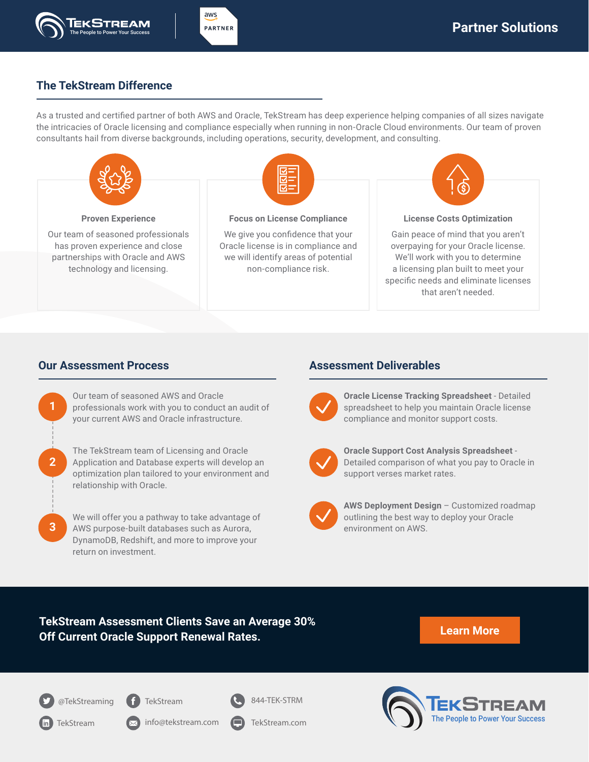TekStream — The People to Power Your Success

AWS PARTNER

Partner Solutions

## The TekStream Difference

As a trusted and certified partner of both AWS and Oracle, TekStream has deep experience helping companies of all sizes navigate the intricacies of Oracle licensing and compliance especially when running in non-Oracle Cloud environments. Our team of proven consultants hail from diverse backgrounds, including operations, security, development, and consulting.

### Proven Experience

Our team of seasoned professionals has proven experience and close partnerships with Oracle and AWS technology and licensing.

### Focus on License Compliance

We give you confidence that your Oracle license is in compliance and we will identify areas of potential non-compliance risk.

### License Costs Optimization

Gain peace of mind that you aren't overpaying for your Oracle license. We'll work with you to determine a licensing plan built to meet your specific needs and eliminate licenses that aren't needed.

## Our Assessment Process

1. Our team of seasoned AWS and Oracle professionals work with you to conduct an audit of your current AWS and Oracle infrastructure.
2. The TekStream team of Licensing and Oracle Application and Database experts will develop an optimization plan tailored to your environment and relationship with Oracle.
3. We will offer you a pathway to take advantage of AWS purpose-built databases such as Aurora, DynamoDB, Redshift, and more to improve your return on investment.

## Assessment Deliverables

- **Oracle License Tracking Spreadsheet** - Detailed spreadsheet to help you maintain Oracle license compliance and monitor support costs.
- **Oracle Support Cost Analysis Spreadsheet** - Detailed comparison of what you pay to Oracle in support verses market rates.
- **AWS Deployment Design** – Customized roadmap outlining the best way to deploy your Oracle environment on AWS.

**TekStream Assessment Clients Save an Average 30% Off Current Oracle Support Renewal Rates.**

Learn More

@TekStreaming

TekStream

TekStream

info@tekstream.com

844-TEK-STRM

TekStream.com

TekStream — The People to Power Your Success